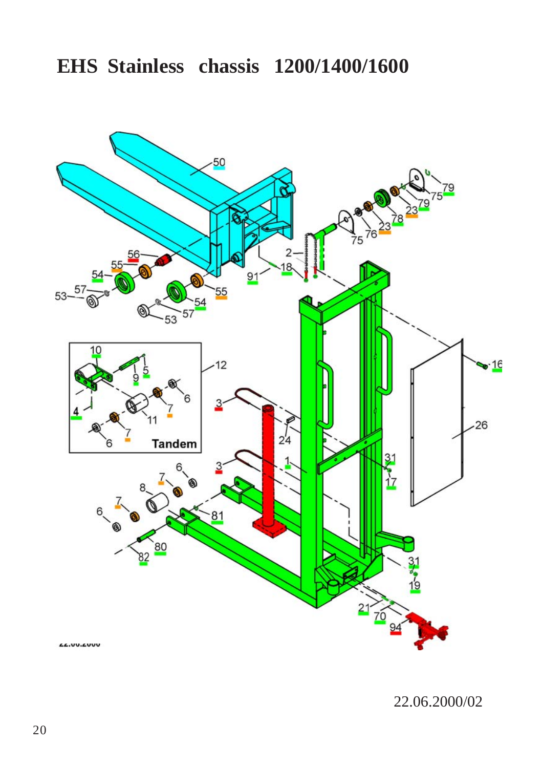# EHS Stainless chassis 1200/1400/1600

22.06.2000/02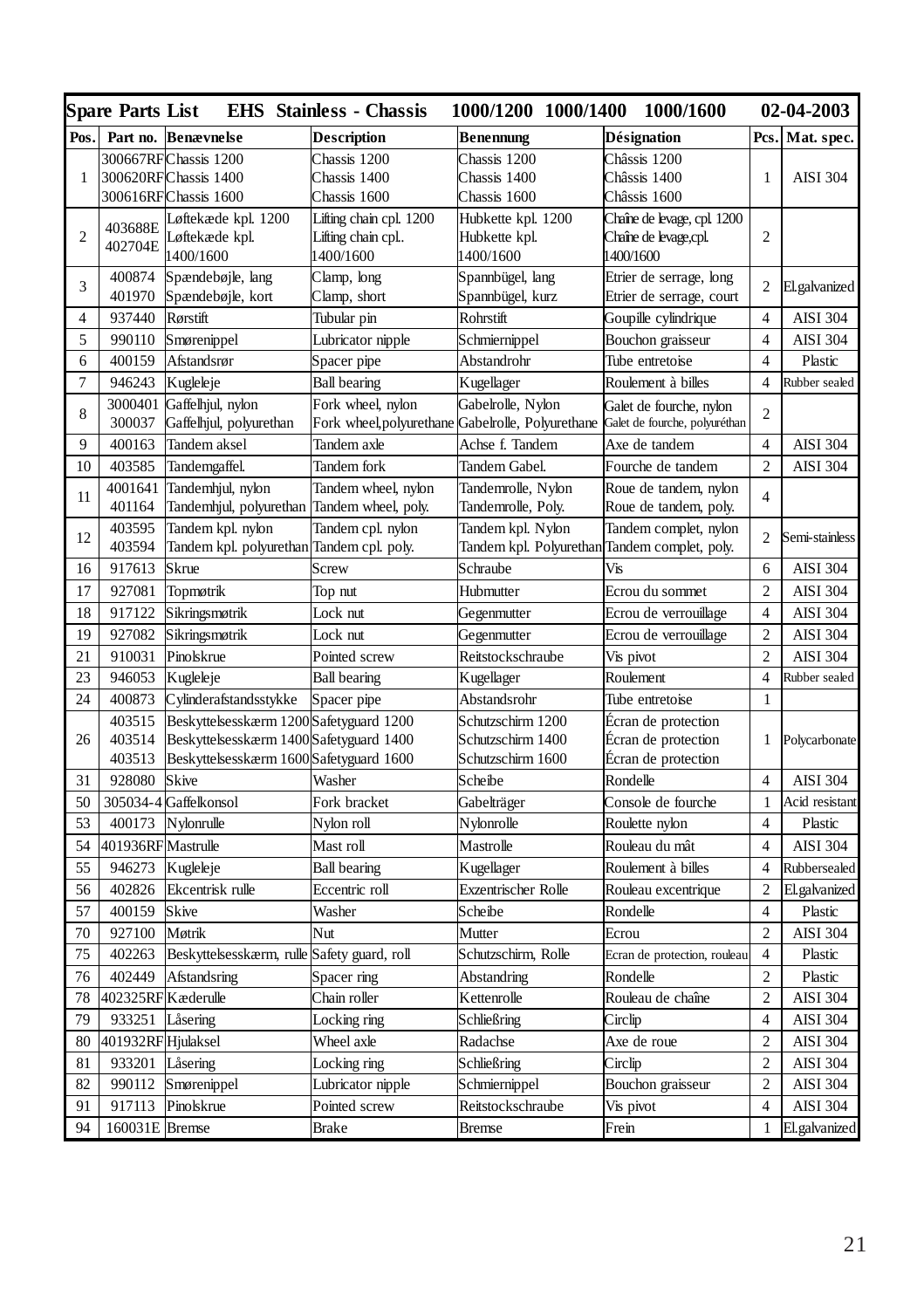| Spare Parts List EHS Stainless - Chassis 1000/1200 1000/1400 1000/1600 02-04-2003 | | | | | | | |
|---|---|---|---|---|---|---|---|
| Pos. | Part no. | Benævnelse | Description | Benennung | Désignation | Pcs. | Mat. spec. |
| 1 | 300667RF<br>300620RF<br>300616RF | Chassis 1200<br>Chassis 1400<br>Chassis 1600 | Chassis 1200<br>Chassis 1400<br>Chassis 1600 | Chassis 1200<br>Chassis 1400<br>Chassis 1600 | Châssis 1200<br>Châssis 1400<br>Châssis 1600 | 1 | AISI 304 |
| 2 | 403688E<br>402704E | Løftekæde kpl. 1200<br>Løftekæde kpl. 1400/1600 | Lifting chain cpl. 1200<br>Lifting chain cpl.. 1400/1600 | Hubkette kpl. 1200<br>Hubkette kpl. 1400/1600 | Chaîne de levage, cpl. 1200<br>Chaîne de levage,cpl. 1400/1600 | 2 | |
| 3 | 400874<br>401970 | Spændebøjle, lang<br>Spændebøjle, kort | Clamp, long<br>Clamp, short | Spannbügel, lang<br>Spannbügel, kurz | Etrier de serrage, long<br>Etrier de serrage, court | 2 | El.galvanized |
| 4 | 937440 | Rørstift | Tubular pin | Rohrstift | Goupille cylindrique | 4 | AISI 304 |
| 5 | 990110 | Smørenippel | Lubricator nipple | Schmiernippel | Bouchon graisseur | 4 | AISI 304 |
| 6 | 400159 | Afstandsrør | Spacer pipe | Abstandrohr | Tube entretoise | 4 | Plastic |
| 7 | 946243 | Kugleleje | Ball bearing | Kugellager | Roulement à billes | 4 | Rubber sealed |
| 8 | 3000401<br>300037 | Gaffelhjul, nylon<br>Gaffelhjul, polyurethan | Fork wheel, nylon<br>Fork wheel,polyurethane | Gabelrolle, Nylon<br>Gabelrolle, Polyurethane | Galet de fourche, nylon<br>Galet de fourche, polyuréthan | 2 | |
| 9 | 400163 | Tandem aksel | Tandem axle | Achse f. Tandem | Axe de tandem | 4 | AISI 304 |
| 10 | 403585 | Tandemgaffel. | Tandem fork | Tandem Gabel. | Fourche de tandem | 2 | AISI 304 |
| 11 | 4001641<br>401164 | Tandemhjul, nylon<br>Tandemhjul, polyurethan | Tandem wheel, nylon<br>Tandem wheel, poly. | Tandemrolle, Nylon<br>Tandemrolle, Poly. | Roue de tandem, nylon<br>Roue de tandem, poly. | 4 | |
| 12 | 403595<br>403594 | Tandem kpl. nylon<br>Tandem kpl. polyurethan | Tandem cpl. nylon<br>Tandem cpl. poly. | Tandem kpl. Nylon<br>Tandem kpl. Polyurethan | Tandem complet, nylon<br>Tandem complet, poly. | 2 | Semi-stainless |
| 16 | 917613 | Skrue | Screw | Schraube | Vis | 6 | AISI 304 |
| 17 | 927081 | Topmøtrik | Top nut | Hubmutter | Ecrou du sommet | 2 | AISI 304 |
| 18 | 917122 | Sikringsmøtrik | Lock nut | Gegenmutter | Ecrou de verrouillage | 4 | AISI 304 |
| 19 | 927082 | Sikringsmøtrik | Lock nut | Gegenmutter | Ecrou de verrouillage | 2 | AISI 304 |
| 21 | 910031 | Pinolskrue | Pointed screw | Reitstockschraube | Vis pivot | 2 | AISI 304 |
| 23 | 946053 | Kugleleje | Ball bearing | Kugellager | Roulement | 4 | Rubber sealed |
| 24 | 400873 | Cylinderafstandsstykke | Spacer pipe | Abstandsrohr | Tube entretoise | 1 | |
| 26 | 403515<br>403514<br>403513 | Beskyttelsesskærm 1200<br>Beskyttelsesskærm 1400<br>Beskyttelsesskærm 1600 | Safetyguard 1200<br>Safetyguard 1400<br>Safetyguard 1600 | Schutzschirm 1200<br>Schutzschirm 1400<br>Schutzschirm 1600 | Écran de protection<br>Écran de protection<br>Écran de protection | 1 | Polycarbonate |
| 31 | 928080 | Skive | Washer | Scheibe | Rondelle | 4 | AISI 304 |
| 50 | 305034-4 | Gaffelkonsol | Fork bracket | Gabelträger | Console de fourche | 1 | Acid resistant |
| 53 | 400173 | Nylonrulle | Nylon roll | Nylonrolle | Roulette nylon | 4 | Plastic |
| 54 | 401936RF | Mastrulle | Mast roll | Mastrolle | Rouleau du mât | 4 | AISI 304 |
| 55 | 946273 | Kugleleje | Ball bearing | Kugellager | Roulement à billes | 4 | Rubbersealed |
| 56 | 402826 | Ekcentrisk rulle | Eccentric roll | Exzentrischer Rolle | Rouleau excentrique | 2 | El.galvanized |
| 57 | 400159 | Skive | Washer | Scheibe | Rondelle | 4 | Plastic |
| 70 | 927100 | Møtrik | Nut | Mutter | Ecrou | 2 | AISI 304 |
| 75 | 402263 | Beskyttelsesskærm, rulle | Safety guard, roll | Schutzschirm, Rolle | Ecran de protection, rouleau | 4 | Plastic |
| 76 | 402449 | Afstandsring | Spacer ring | Abstandring | Rondelle | 2 | Plastic |
| 78 | 402325RF | Kæderulle | Chain roller | Kettenrolle | Rouleau de chaîne | 2 | AISI 304 |
| 79 | 933251 | Låsering | Locking ring | Schließring | Circlip | 4 | AISI 304 |
| 80 | 401932RF | Hjulaksel | Wheel axle | Radachse | Axe de roue | 2 | AISI 304 |
| 81 | 933201 | Låsering | Locking ring | Schließring | Circlip | 2 | AISI 304 |
| 82 | 990112 | Smørenippel | Lubricator nipple | Schmiernippel | Bouchon graisseur | 2 | AISI 304 |
| 91 | 917113 | Pinolskrue | Pointed screw | Reitstockschraube | Vis pivot | 4 | AISI 304 |
| 94 | 160031E | Bremse | Brake | Bremse | Frein | 1 | El.galvanized |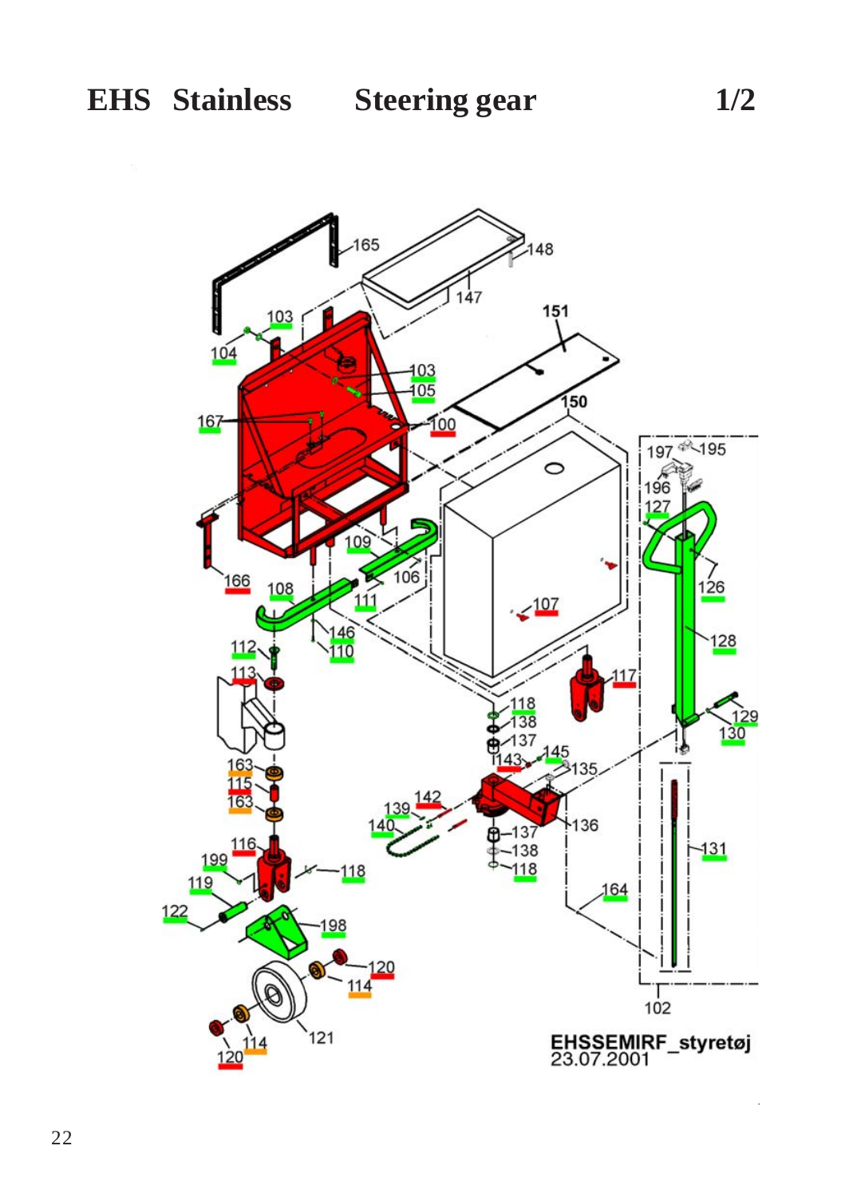# EHS Stainless Steering gear 1/2

165
148
147
103
104
151
103
105
150
167
100
197
195
196
127
166
109
106
126
108
111
107
146
110
128
112
117
113
118
138
137
129
130
163
143
145
135
115
163
142
139
140
136
137
138
116
131
199
118
119
118
164
122
198
120
114
121
102
114
120

EHSSEMIRF_styretøj
23.07.2001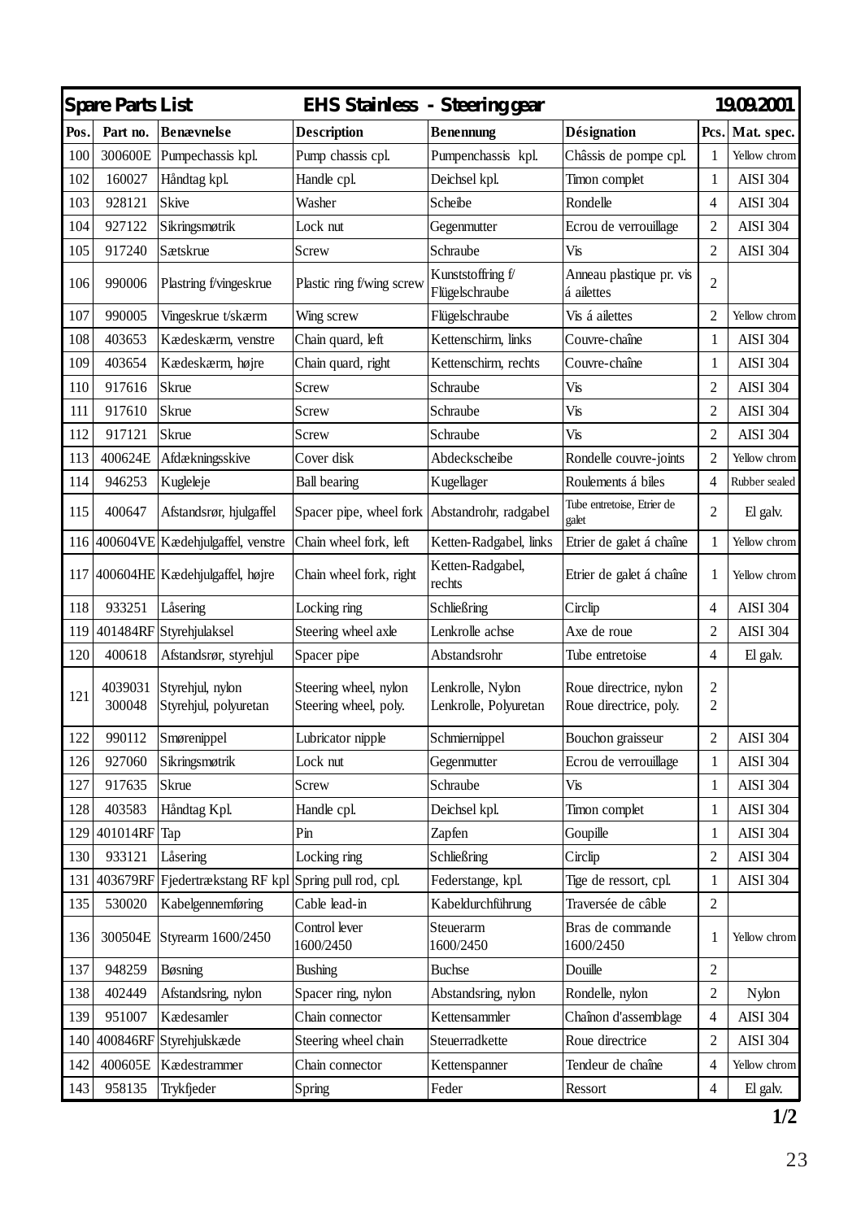| Spare Parts List | | | EHS Stainless - Steering gear | | | | 19.09.2001 |
|---|---|---|---|---|---|---|---|
| **Pos.** | **Part no.** | **Benævnelse** | **Description** | **Benennung** | **Désignation** | **Pcs.** | **Mat. spec.** |
| 100 | 300600E | Pumpechassis kpl. | Pump chassis cpl. | Pumpenchassis kpl. | Châssis de pompe cpl. | 1 | Yellow chrom |
| 102 | 160027 | Håndtag kpl. | Handle cpl. | Deichsel kpl. | Timon complet | 1 | AISI 304 |
| 103 | 928121 | Skive | Washer | Scheibe | Rondelle | 4 | AISI 304 |
| 104 | 927122 | Sikringsmøtrik | Lock nut | Gegenmutter | Ecrou de verrouillage | 2 | AISI 304 |
| 105 | 917240 | Sætskrue | Screw | Schraube | Vis | 2 | AISI 304 |
| 106 | 990006 | Plastring f/vingeskrue | Plastic ring f/wing screw | Kunststoffring f/ Flügelschraube | Anneau plastique pr. vis á ailettes | 2 | |
| 107 | 990005 | Vingeskrue t/skærm | Wing screw | Flügelschraube | Vis á ailettes | 2 | Yellow chrom |
| 108 | 403653 | Kædeskærm, venstre | Chain quard, left | Kettenschirm, links | Couvre-chaîne | 1 | AISI 304 |
| 109 | 403654 | Kædeskærm, højre | Chain quard, right | Kettenschirm, rechts | Couvre-chaîne | 1 | AISI 304 |
| 110 | 917616 | Skrue | Screw | Schraube | Vis | 2 | AISI 304 |
| 111 | 917610 | Skrue | Screw | Schraube | Vis | 2 | AISI 304 |
| 112 | 917121 | Skrue | Screw | Schraube | Vis | 2 | AISI 304 |
| 113 | 400624E | Afdækningsskive | Cover disk | Abdeckscheibe | Rondelle couvre-joints | 2 | Yellow chrom |
| 114 | 946253 | Kugleleje | Ball bearing | Kugellager | Roulements á biles | 4 | Rubber sealed |
| 115 | 400647 | Afstandsrør, hjulgaffel | Spacer pipe, wheel fork | Abstandrohr, radgabel | Tube entretoise, Etrier de galet | 2 | El galv. |
| 116 | 400604VE | Kædehjulgaffel, venstre | Chain wheel fork, left | Ketten-Radgabel, links | Etrier de galet á chaîne | 1 | Yellow chrom |
| 117 | 400604HE | Kædehjulgaffel, højre | Chain wheel fork, right | Ketten-Radgabel, rechts | Etrier de galet á chaîne | 1 | Yellow chrom |
| 118 | 933251 | Låsering | Locking ring | Schließring | Circlip | 4 | AISI 304 |
| 119 | 401484RF | Styrehjulaksel | Steering wheel axle | Lenkrolle achse | Axe de roue | 2 | AISI 304 |
| 120 | 400618 | Afstandsrør, styrehjul | Spacer pipe | Abstandsrohr | Tube entretoise | 4 | El galv. |
| 121 | 4039031<br>300048 | Styrehjul, nylon<br>Styrehjul, polyuretan | Steering wheel, nylon<br>Steering wheel, poly. | Lenkrolle, Nylon<br>Lenkrolle, Polyuretan | Roue directrice, nylon<br>Roue directrice, poly. | 2<br>2 | |
| 122 | 990112 | Smørenippel | Lubricator nipple | Schmiernippel | Bouchon graisseur | 2 | AISI 304 |
| 126 | 927060 | Sikringsmøtrik | Lock nut | Gegenmutter | Ecrou de verrouillage | 1 | AISI 304 |
| 127 | 917635 | Skrue | Screw | Schraube | Vis | 1 | AISI 304 |
| 128 | 403583 | Håndtag Kpl. | Handle cpl. | Deichsel kpl. | Timon complet | 1 | AISI 304 |
| 129 | 401014RF | Tap | Pin | Zapfen | Goupille | 1 | AISI 304 |
| 130 | 933121 | Låsering | Locking ring | Schließring | Circlip | 2 | AISI 304 |
| 131 | 403679RF | Fjedertrækstang RF kpl | Spring pull rod, cpl. | Federstange, kpl. | Tige de ressort, cpl. | 1 | AISI 304 |
| 135 | 530020 | Kabelgennemføring | Cable lead-in | Kabeldurchführung | Traversée de câble | 2 | |
| 136 | 300504E | Styrearm 1600/2450 | Control lever 1600/2450 | Steuerarm 1600/2450 | Bras de commande 1600/2450 | 1 | Yellow chrom |
| 137 | 948259 | Bøsning | Bushing | Buchse | Douille | 2 | |
| 138 | 402449 | Afstandsring, nylon | Spacer ring, nylon | Abstandsring, nylon | Rondelle, nylon | 2 | Nylon |
| 139 | 951007 | Kædesamler | Chain connector | Kettensammler | Chaînon d'assemblage | 4 | AISI 304 |
| 140 | 400846RF | Styrehjulskæde | Steering wheel chain | Steuerradkette | Roue directrice | 2 | AISI 304 |
| 142 | 400605E | Kædestrammer | Chain connector | Kettenspanner | Tendeur de chaîne | 4 | Yellow chrom |
| 143 | 958135 | Trykfjeder | Spring | Feder | Ressort | 4 | El galv. |

**1/2**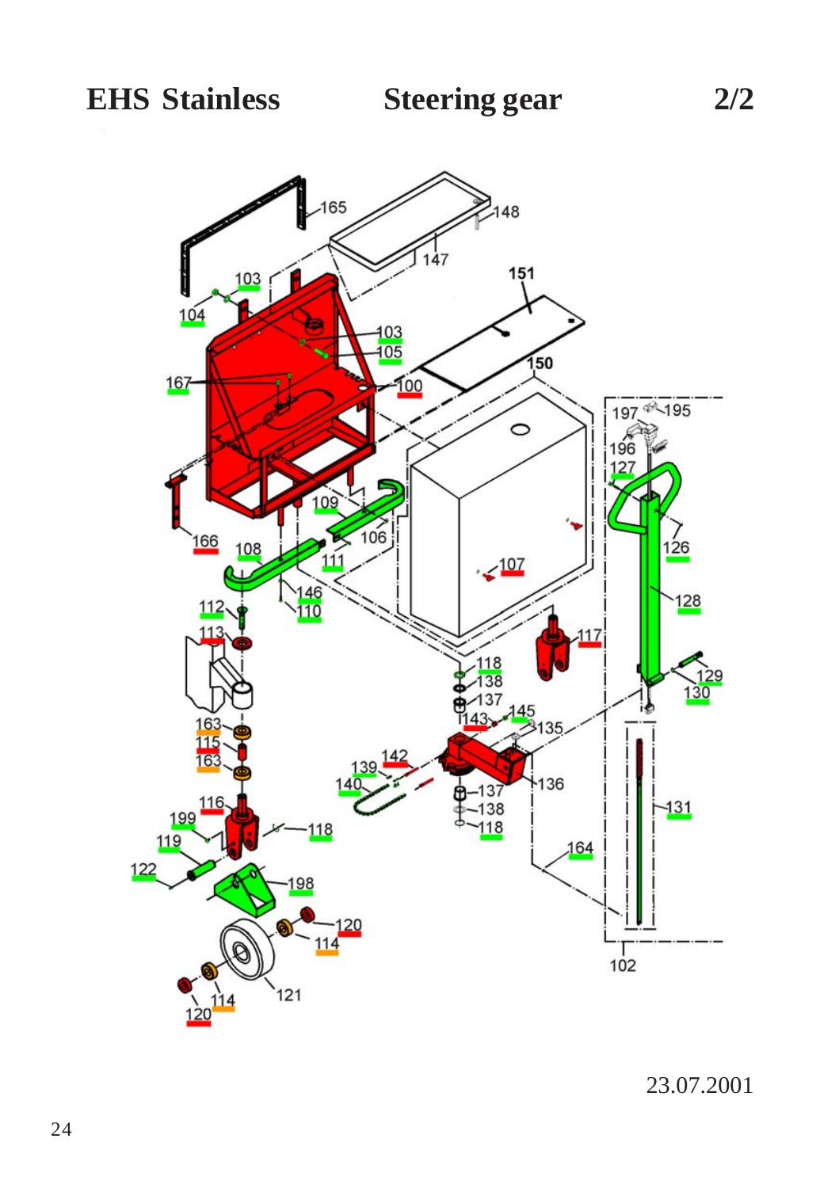# EHS Stainless — Steering gear — 2/2

165, 148, 147, 103, 104, 151, 103, 105, 150, 167, 100, 197, 195, 196, 127, 109, 126, 166, 106, 108, 111, 107, 146, 128, 110, 112, 117, 113, 118, 129, 138, 130, 137, 145, 163, 143, 135, 115, 163, 142, 139, 136, 140, 137, 131, 138, 116, 118, 199, 118, 164, 119, 122, 198, 102, 120, 114, 121, 114, 120

23.07.2001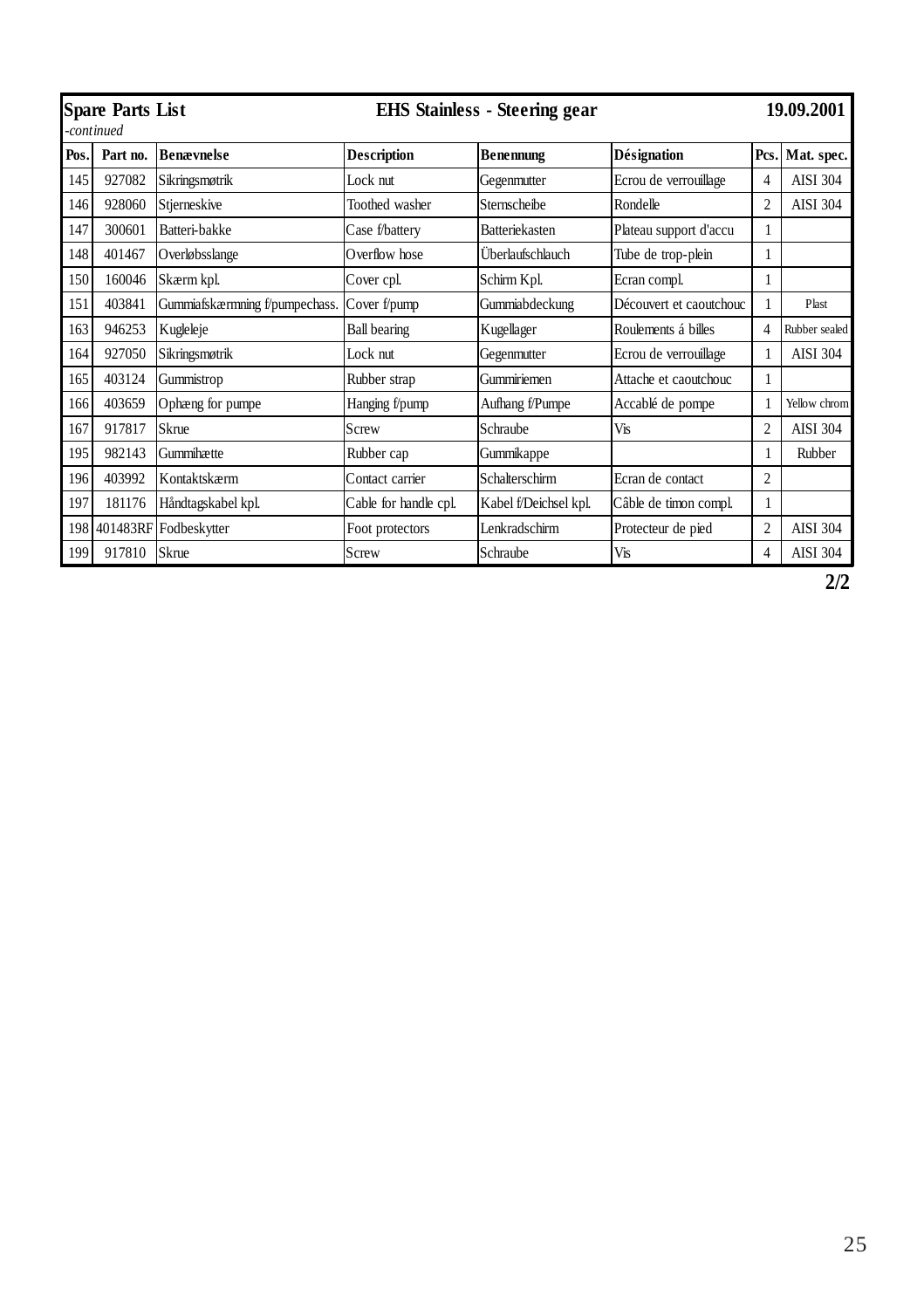| **Spare Parts List** | | **EHS Stainless - Steering gear** | | | | | **19.09.2001** |
|---|---|---|---|---|---|---|---|
| *-continued* | | | | | | | |
| **Pos.** | **Part no.** | **Benævnelse** | **Description** | **Benennung** | **Désignation** | **Pcs.** | **Mat. spec.** |
| 145 | 927082 | Sikringsmøtrik | Lock nut | Gegenmutter | Ecrou de verrouillage | 4 | AISI 304 |
| 146 | 928060 | Stjerneskive | Toothed washer | Sternscheibe | Rondelle | 2 | AISI 304 |
| 147 | 300601 | Batteri-bakke | Case f/battery | Batteriekasten | Plateau support d'accu | 1 | |
| 148 | 401467 | Overløbsslange | Overflow hose | Überlaufschlauch | Tube de trop-plein | 1 | |
| 150 | 160046 | Skærm kpl. | Cover cpl. | Schirm Kpl. | Ecran compl. | 1 | |
| 151 | 403841 | Gummiafskærmning f/pumpechass. | Cover f/pump | Gummiabdeckung | Découvert et caoutchouc | 1 | Plast |
| 163 | 946253 | Kugleleje | Ball bearing | Kugellager | Roulements á billes | 4 | Rubber sealed |
| 164 | 927050 | Sikringsmøtrik | Lock nut | Gegenmutter | Ecrou de verrouillage | 1 | AISI 304 |
| 165 | 403124 | Gummistrop | Rubber strap | Gummiriemen | Attache et caoutchouc | 1 | |
| 166 | 403659 | Ophæng for pumpe | Hanging f/pump | Aufhang f/Pumpe | Accablé de pompe | 1 | Yellow chrom |
| 167 | 917817 | Skrue | Screw | Schraube | Vis | 2 | AISI 304 |
| 195 | 982143 | Gummihætte | Rubber cap | Gummikappe | | 1 | Rubber |
| 196 | 403992 | Kontaktskærm | Contact carrier | Schalterschirm | Ecran de contact | 2 | |
| 197 | 181176 | Håndtagskabel kpl. | Cable for handle cpl. | Kabel f/Deichsel kpl. | Câble de timon compl. | 1 | |
| 198 | 401483RF | Fodbeskytter | Foot protectors | Lenkradschirm | Protecteur de pied | 2 | AISI 304 |
| 199 | 917810 | Skrue | Screw | Schraube | Vis | 4 | AISI 304 |

**2/2**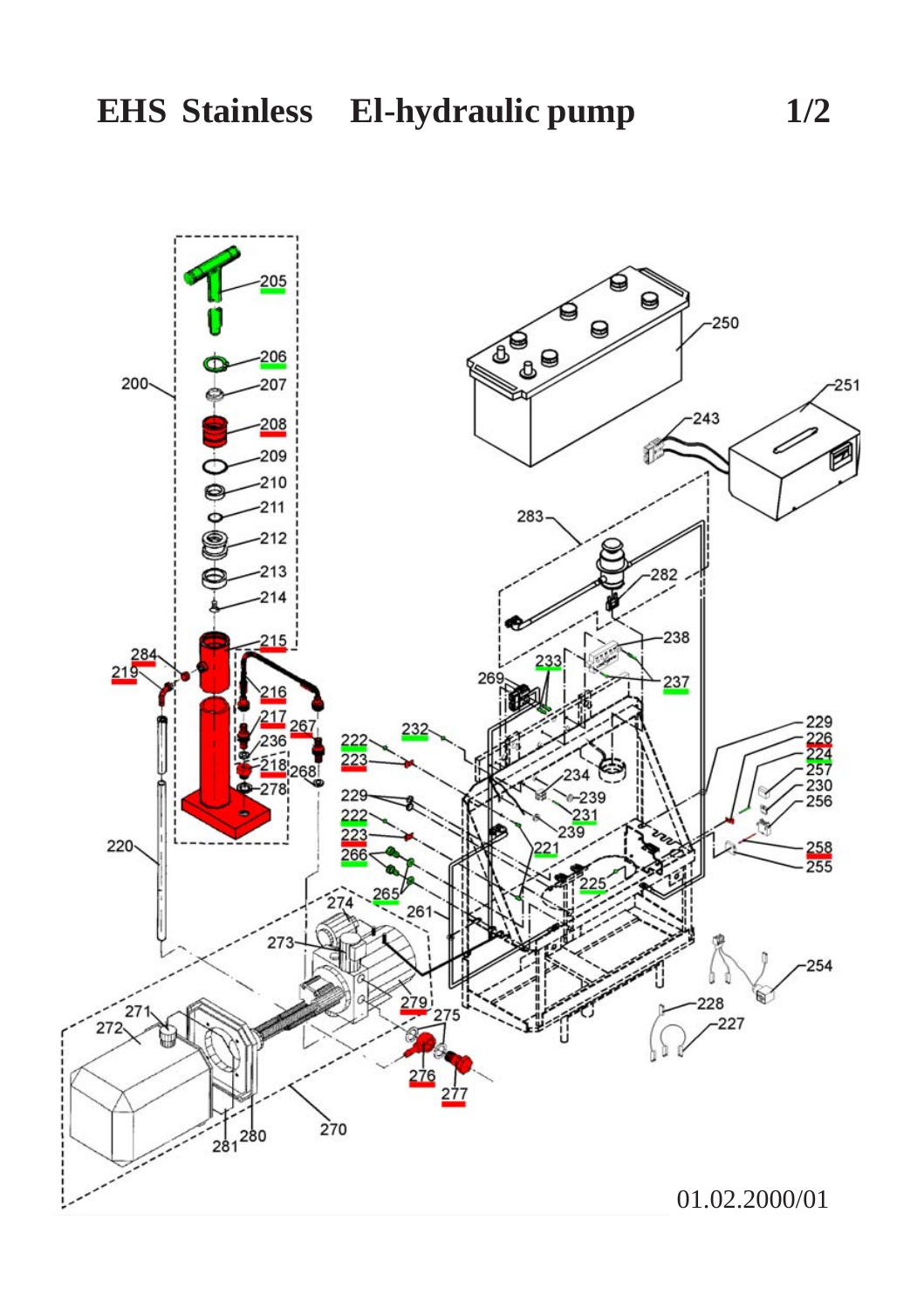# EHS Stainless El-hydraulic pump 1/2

200 205 206 207 208 209 210 211 212 213 214 215 216 217 218 219 220 221 222 223 224 225 226 227 228 229 230 231 232 233 234 236 237 238 239 243 250 251 254 255 256 257 258 261 265 266 267 268 269 270 271 272 273 274 275 276 277 278 279 280 281 282 283 284

01.02.2000/01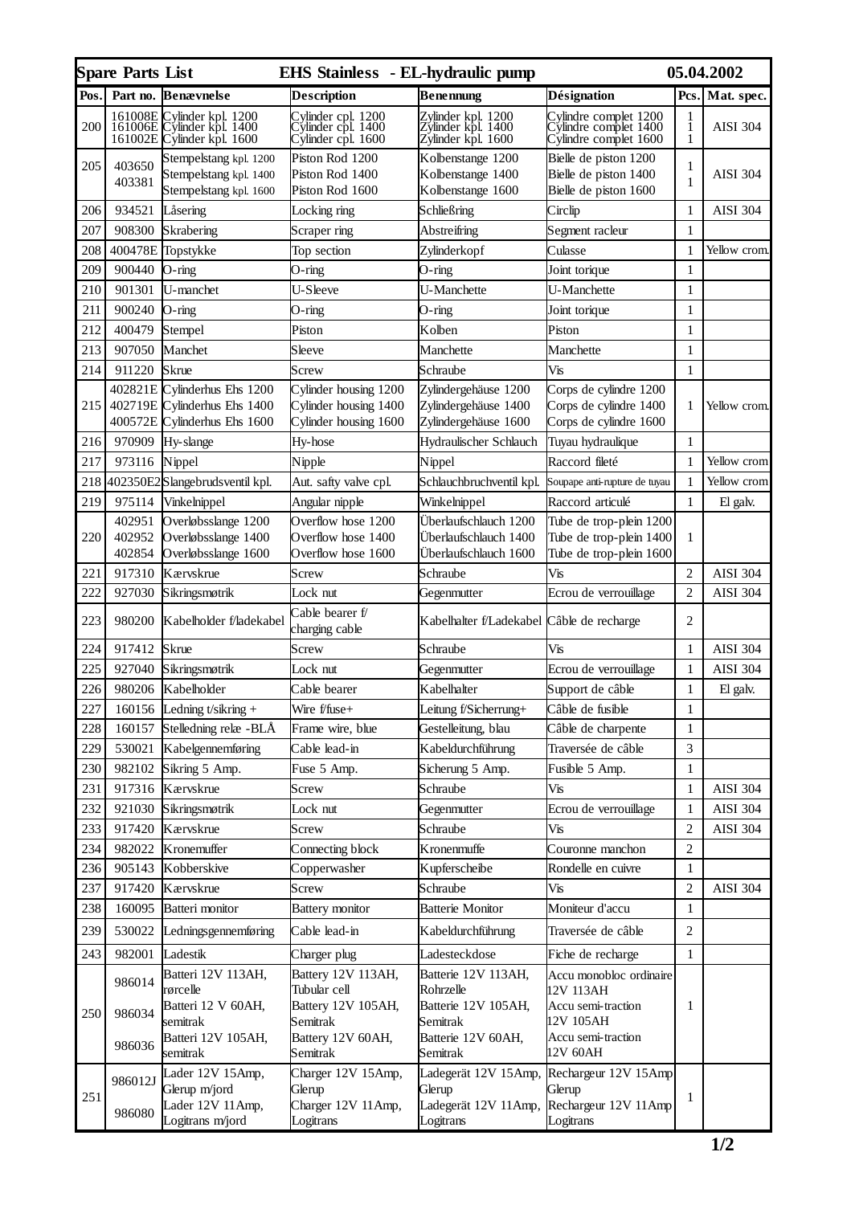| Spare Parts List | | EHS Stainless - EL-hydraulic pump | | | | | 05.04.2002 |
|---|---|---|---|---|---|---|---|
| **Pos.** | **Part no.** | **Benævnelse** | **Description** | **Benennung** | **Désignation** | **Pcs.** | **Mat. spec.** |
| 200 | 161008E<br>161006E<br>161002E | Cylinder kpl. 1200<br>Cylinder kpl. 1400<br>Cylinder kpl. 1600 | Cylinder cpl. 1200<br>Cylinder cpl. 1400<br>Cylinder cpl. 1600 | Zylinder kpl. 1200<br>Zylinder kpl. 1400<br>Zylinder kpl. 1600 | Cylindre complet 1200<br>Cylindre complet 1400<br>Cylindre complet 1600 | 1<br>1<br>1 | AISI 304 |
| 205 | 403650<br>403381 | Stempelstang kpl. 1200<br>Stempelstang kpl. 1400<br>Stempelstang kpl. 1600 | Piston Rod 1200<br>Piston Rod 1400<br>Piston Rod 1600 | Kolbenstange 1200<br>Kolbenstange 1400<br>Kolbenstange 1600 | Bielle de piston 1200<br>Bielle de piston 1400<br>Bielle de piston 1600 | 1<br>1 | AISI 304 |
| 206 | 934521 | Låsering | Locking ring | Schließring | Circlip | 1 | AISI 304 |
| 207 | 908300 | Skrabering | Scraper ring | Abstreifring | Segment racleur | 1 | |
| 208 | 400478E | Topstykke | Top section | Zylinderkopf | Culasse | 1 | Yellow crom. |
| 209 | 900440 | O-ring | O-ring | O-ring | Joint torique | 1 | |
| 210 | 901301 | U-manchet | U-Sleeve | U-Manchette | U-Manchette | 1 | |
| 211 | 900240 | O-ring | O-ring | O-ring | Joint torique | 1 | |
| 212 | 400479 | Stempel | Piston | Kolben | Piston | 1 | |
| 213 | 907050 | Manchet | Sleeve | Manchette | Manchette | 1 | |
| 214 | 911220 | Skrue | Screw | Schraube | Vis | 1 | |
| 215 | 402821E<br>402719E<br>400572E | Cylinderhus Ehs 1200<br>Cylinderhus Ehs 1400<br>Cylinderhus Ehs 1600 | Cylinder housing 1200<br>Cylinder housing 1400<br>Cylinder housing 1600 | Zylindergehäuse 1200<br>Zylindergehäuse 1400<br>Zylindergehäuse 1600 | Corps de cylindre 1200<br>Corps de cylindre 1400<br>Corps de cylindre 1600 | 1 | Yellow crom. |
| 216 | 970909 | Hy-slange | Hy-hose | Hydraulischer Schlauch | Tuyau hydraulique | 1 | |
| 217 | 973116 | Nippel | Nipple | Nippel | Raccord fileté | 1 | Yellow crom |
| 218 | 402350E2 | Slangebrudsventil kpl. | Aut. safty valve cpl. | Schlauchbruchventil kpl. | Soupape anti-rupture de tuyau | 1 | Yellow crom |
| 219 | 975114 | Vinkelnippel | Angular nipple | Winkelnippel | Raccord articulé | 1 | El galv. |
| 220 | 402951<br>402952<br>402854 | Overløbsslange 1200<br>Overløbsslange 1400<br>Overløbsslange 1600 | Overflow hose 1200<br>Overflow hose 1400<br>Overflow hose 1600 | Überlaufschlauch 1200<br>Überlaufschlauch 1400<br>Überlaufschlauch 1600 | Tube de trop-plein 1200<br>Tube de trop-plein 1400<br>Tube de trop-plein 1600 | 1 | |
| 221 | 917310 | Kærvskrue | Screw | Schraube | Vis | 2 | AISI 304 |
| 222 | 927030 | Sikringsmøtrik | Lock nut | Gegenmutter | Ecrou de verrouillage | 2 | AISI 304 |
| 223 | 980200 | Kabelholder f/ladekabel | Cable bearer f/ charging cable | Kabelhalter f/Ladekabel | Câble de recharge | 2 | |
| 224 | 917412 | Skrue | Screw | Schraube | Vis | 1 | AISI 304 |
| 225 | 927040 | Sikringsmøtrik | Lock nut | Gegenmutter | Ecrou de verrouillage | 1 | AISI 304 |
| 226 | 980206 | Kabelholder | Cable bearer | Kabelhalter | Support de câble | 1 | El galv. |
| 227 | 160156 | Ledning t/sikring + | Wire f/fuse+ | Leitung f/Sicherrung+ | Câble de fusible | 1 | |
| 228 | 160157 | Stelledning relæ -BLÅ | Frame wire, blue | Gestelleitung, blau | Câble de charpente | 1 | |
| 229 | 530021 | Kabelgennemføring | Cable lead-in | Kabeldurchführung | Traversée de câble | 3 | |
| 230 | 982102 | Sikring 5 Amp. | Fuse 5 Amp. | Sicherung 5 Amp. | Fusible 5 Amp. | 1 | |
| 231 | 917316 | Kærvskrue | Screw | Schraube | Vis | 1 | AISI 304 |
| 232 | 921030 | Sikringsmøtrik | Lock nut | Gegenmutter | Ecrou de verrouillage | 1 | AISI 304 |
| 233 | 917420 | Kærvskrue | Screw | Schraube | Vis | 2 | AISI 304 |
| 234 | 982022 | Kronemuffer | Connecting block | Kronenmuffe | Couronne manchon | 2 | |
| 236 | 905143 | Kobberskive | Copperwasher | Kupferscheibe | Rondelle en cuivre | 1 | |
| 237 | 917420 | Kærvskrue | Screw | Schraube | Vis | 2 | AISI 304 |
| 238 | 160095 | Batteri monitor | Battery monitor | Batterie Monitor | Moniteur d'accu | 1 | |
| 239 | 530022 | Ledningsgennemføring | Cable lead-in | Kabeldurchführung | Traversée de câble | 2 | |
| 243 | 982001 | Ladestik | Charger plug | Ladesteckdose | Fiche de recharge | 1 | |
| 250 | 986014<br>986034<br>986036 | Batteri 12V 113AH, rørcelle<br>Batteri 12 V 60AH, semitrak<br>Batteri 12V 105AH, semitrak | Battery 12V 113AH, Tubular cell<br>Battery 12V 105AH, Semitrak<br>Battery 12V 60AH, Semitrak | Batterie 12V 113AH, Rohrzelle<br>Batterie 12V 105AH, Semitrak<br>Batterie 12V 60AH, Semitrak | Accu monobloc ordinaire 12V 113AH<br>Accu semi-traction 12V 105AH<br>Accu semi-traction 12V 60AH | 1 | |
| 251 | 986012J<br>986080 | Lader 12V 15Amp, Glerup m/jord<br>Lader 12V 11Amp, Logitrans m/jord | Charger 12V 15Amp, Glerup<br>Charger 12V 11Amp, Logitrans | Ladegerät 12V 15Amp, Glerup<br>Ladegerät 12V 11Amp, Logitrans | Rechargeur 12V 15Amp Glerup<br>Rechargeur 12V 11Amp Logitrans | 1 | |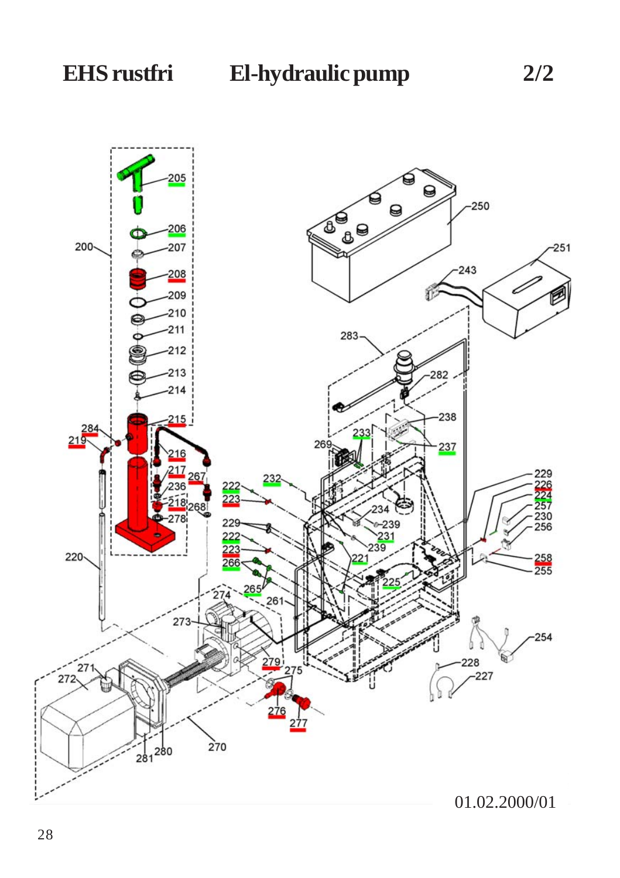# EHS rustfri El-hydraulic pump 2/2

200 205 206 207 208 209 210 211 212 213 214 215 216 217 218 219 220 221 222 223 224 225 226 227 228 229 230 231 232 233 234 236 237 238 239 243 250 251 254 255 256 257 258 261 265 266 267 268 269 270 271 272 273 274 275 276 277 278 279 280 281 282 283 284

01.02.2000/01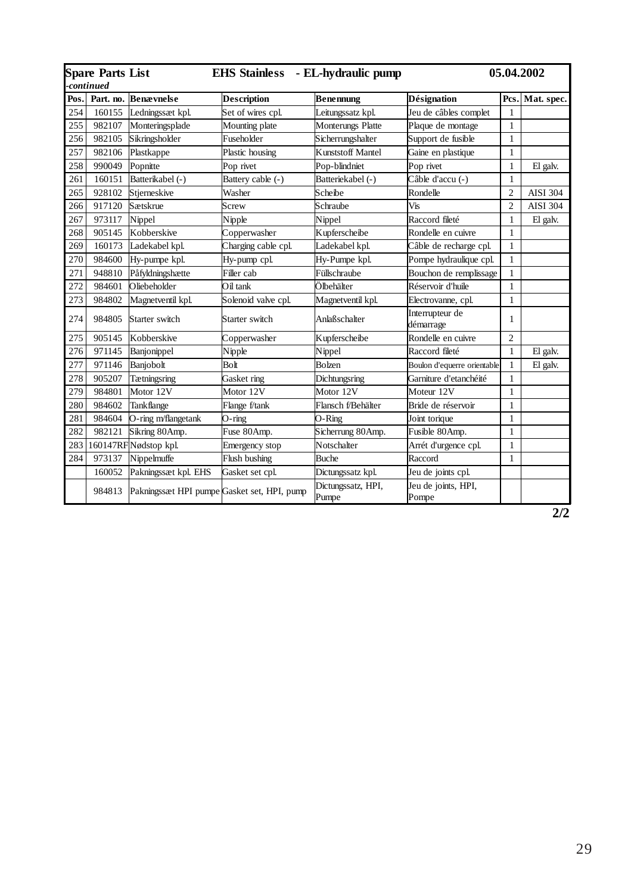**Spare Parts List** **EHS Stainless - EL-hydraulic pump** **05.04.2002**

*-continued*

| Pos. | Part. no. | Benævnelse | Description | Benennung | Désignation | Pcs. | Mat. spec. |
|---|---|---|---|---|---|---|---|
| 254 | 160155 | Ledningssæt kpl. | Set of wires cpl. | Leitungssatz kpl. | Jeu de câbles complet | 1 | |
| 255 | 982107 | Monteringsplade | Mounting plate | Monterungs Platte | Plaque de montage | 1 | |
| 256 | 982105 | Sikringsholder | Fuseholder | Sicherrungshalter | Support de fusible | 1 | |
| 257 | 982106 | Plastkappe | Plastic housing | Kunststoff Mantel | Gaine en plastique | 1 | |
| 258 | 990049 | Popnitte | Pop rivet | Pop-blindniet | Pop rivet | 1 | El galv. |
| 261 | 160151 | Batterikabel (-) | Battery cable (-) | Batteriekabel (-) | Câble d'accu (-) | 1 | |
| 265 | 928102 | Stjerneskive | Washer | Scheibe | Rondelle | 2 | AISI 304 |
| 266 | 917120 | Sætskrue | Screw | Schraube | Vis | 2 | AISI 304 |
| 267 | 973117 | Nippel | Nipple | Nippel | Raccord fileté | 1 | El galv. |
| 268 | 905145 | Kobberskive | Copperwasher | Kupferscheibe | Rondelle en cuivre | 1 | |
| 269 | 160173 | Ladekabel kpl. | Charging cable cpl. | Ladekabel kpl. | Câble de recharge cpl. | 1 | |
| 270 | 984600 | Hy-pumpe kpl. | Hy-pump cpl. | Hy-Pumpe kpl. | Pompe hydraulique cpl. | 1 | |
| 271 | 948810 | Påfyldningshætte | Filler cab | Füllschraube | Bouchon de remplissage | 1 | |
| 272 | 984601 | Oliebeholder | Oil tank | Ölbehälter | Réservoir d'huile | 1 | |
| 273 | 984802 | Magnetventil kpl. | Solenoid valve cpl. | Magnetventil kpl. | Electrovanne, cpl. | 1 | |
| 274 | 984805 | Starter switch | Starter switch | Anlaßschalter | Interrupteur de démarrage | 1 | |
| 275 | 905145 | Kobberskive | Copperwasher | Kupferscheibe | Rondelle en cuivre | 2 | |
| 276 | 971145 | Banjonippel | Nipple | Nippel | Raccord fileté | 1 | El galv. |
| 277 | 971146 | Banjobolt | Bolt | Bolzen | Boulon d'equerre orientable | 1 | El galv. |
| 278 | 905207 | Tætningsring | Gasket ring | Dichtungsring | Garniture d'etanchéité | 1 | |
| 279 | 984801 | Motor 12V | Motor 12V | Motor 12V | Moteur 12V | 1 | |
| 280 | 984602 | Tankflange | Flange f/tank | Flansch f/Behälter | Bride de réservoir | 1 | |
| 281 | 984604 | O-ring m/flangetank | O-ring | O-Ring | Joint torique | 1 | |
| 282 | 982121 | Sikring 80Amp. | Fuse 80Amp. | Sicherrung 80Amp. | Fusible 80Amp. | 1 | |
| 283 | 160147RF | Nødstop kpl. | Emergency stop | Notschalter | Arrét d'urgence cpl. | 1 | |
| 284 | 973137 | Nippelmuffe | Flush bushing | Buche | Raccord | 1 | |
| | 160052 | Pakningssæt kpl. EHS | Gasket set cpl. | Dictungssatz kpl. | Jeu de joints cpl. | | |
| | 984813 | Pakningssæt HPI pumpe | Gasket set, HPI, pump | Dictungssatz, HPI, Pumpe | Jeu de joints, HPI, Pompe | | |

**2/2**